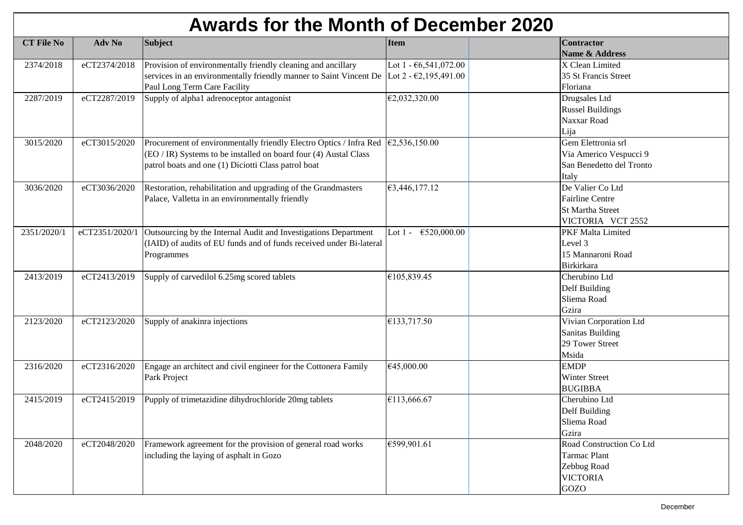# Awards for the Month of December 2020

| CT File No | Adv No | Subject | Item | | Contractor Name & Address |
|---|---|---|---|---|---|
| 2374/2018 | eCT2374/2018 | Provision of environmentally friendly cleaning and ancillary services in an environmentally friendly manner to Saint Vincent De Paul Long Term Care Facility | Lot 1 - €6,541,072.00<br>Lot 2 - €2,195,491.00 | | X Clean Limited<br>35 St Francis Street<br>Floriana |
| 2287/2019 | eCT2287/2019 | Supply of alpha1 adrenoceptor antagonist | €2,032,320.00 | | Drugsales Ltd<br>Russel Buildings<br>Naxxar Road<br>Lija |
| 3015/2020 | eCT3015/2020 | Procurement of environmentally friendly Electro Optics / Infra Red (EO / IR) Systems to be installed on board four (4) Austal Class patrol boats and one (1) Diciotti Class patrol boat | €2,536,150.00 | | Gem Elettronia srl<br>Via Americo Vespucci 9<br>San Benedetto del Tronto<br>Italy |
| 3036/2020 | eCT3036/2020 | Restoration, rehabilitation and upgrading of the Grandmasters Palace, Valletta in an environmentally friendly | €3,446,177.12 | | De Valier Co Ltd<br>Fairline Centre<br>St Martha Street<br>VICTORIA VCT 2552 |
| 2351/2020/1 | eCT2351/2020/1 | Outsourcing by the Internal Audit and Investigations Department (IAID) of audits of EU funds and of funds received under Bi-lateral Programmes | Lot 1 - €520,000.00 | | PKF Malta Limited<br>Level 3<br>15 Mannaroni Road<br>Birkirkara |
| 2413/2019 | eCT2413/2019 | Supply of carvedilol 6.25mg scored tablets | €105,839.45 | | Cherubino Ltd<br>Delf Building<br>Sliema Road<br>Gzira |
| 2123/2020 | eCT2123/2020 | Supply of anakinra injections | €133,717.50 | | Vivian Corporation Ltd<br>Sanitas Building<br>29 Tower Street<br>Msida |
| 2316/2020 | eCT2316/2020 | Engage an architect and civil engineer for the Cottonera Family Park Project | €45,000.00 | | EMDP<br>Winter Street<br>BUGIBBA |
| 2415/2019 | eCT2415/2019 | Pupply of trimetazidine dihydrochloride 20mg tablets | €113,666.67 | | Cherubino Ltd<br>Delf Building<br>Sliema Road<br>Gzira |
| 2048/2020 | eCT2048/2020 | Framework agreement for the provision of general road works including the laying of asphalt in Gozo | €599,901.61 | | Road Construction Co Ltd<br>Tarmac Plant<br>Zebbug Road<br>VICTORIA<br>GOZO |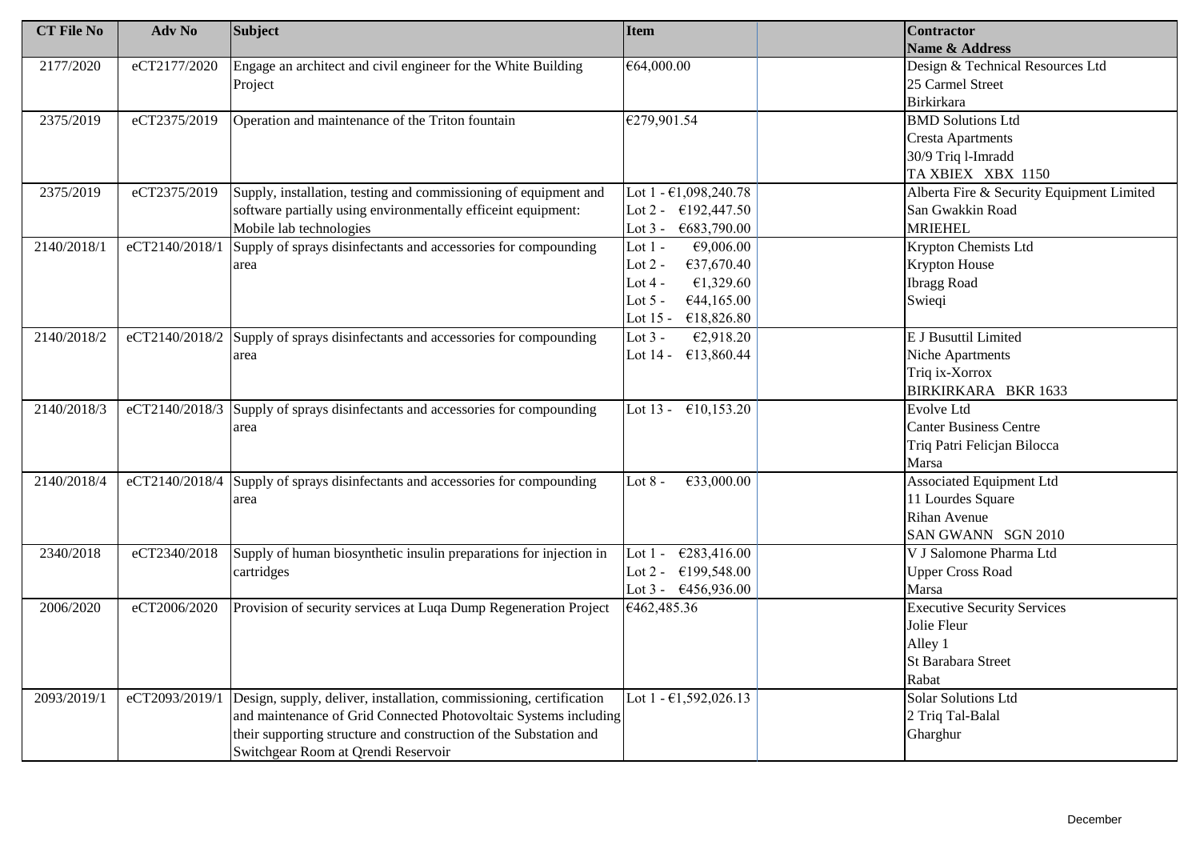| CT File No | Adv No | Subject | Item | | Contractor Name & Address |
|---|---|---|---|---|---|
| 2177/2020 | eCT2177/2020 | Engage an architect and civil engineer for the White Building Project | €64,000.00 | | Design & Technical Resources Ltd<br>25 Carmel Street<br>Birkirkara |
| 2375/2019 | eCT2375/2019 | Operation and maintenance of the Triton fountain | €279,901.54 | | BMD Solutions Ltd<br>Cresta Apartments<br>30/9 Triq l-Imradd<br>TA XBIEX XBX 1150 |
| 2375/2019 | eCT2375/2019 | Supply, installation, testing and commissioning of equipment and software partially using environmentally efficeint equipment: Mobile lab technologies | Lot 1 - €1,098,240.78<br>Lot 2 - €192,447.50<br>Lot 3 - €683,790.00 | | Alberta Fire & Security Equipment Limited<br>San Gwakkin Road<br>MRIEHEL |
| 2140/2018/1 | eCT2140/2018/1 | Supply of sprays disinfectants and accessories for compounding area | Lot 1 - €9,006.00<br>Lot 2 - €37,670.40<br>Lot 4 - €1,329.60<br>Lot 5 - €44,165.00<br>Lot 15 - €18,826.80 | | Krypton Chemists Ltd<br>Krypton House<br>Ibragg Road<br>Swieqi |
| 2140/2018/2 | eCT2140/2018/2 | Supply of sprays disinfectants and accessories for compounding area | Lot 3 - €2,918.20<br>Lot 14 - €13,860.44 | | E J Busuttil Limited<br>Niche Apartments<br>Triq ix-Xorrox<br>BIRKIRKARA BKR 1633 |
| 2140/2018/3 | eCT2140/2018/3 | Supply of sprays disinfectants and accessories for compounding area | Lot 13 - €10,153.20 | | Evolve Ltd<br>Canter Business Centre<br>Triq Patri Felicjan Bilocca<br>Marsa |
| 2140/2018/4 | eCT2140/2018/4 | Supply of sprays disinfectants and accessories for compounding area | Lot 8 - €33,000.00 | | Associated Equipment Ltd<br>11 Lourdes Square<br>Rihan Avenue<br>SAN GWANN SGN 2010 |
| 2340/2018 | eCT2340/2018 | Supply of human biosynthetic insulin preparations for injection in cartridges | Lot 1 - €283,416.00<br>Lot 2 - €199,548.00<br>Lot 3 - €456,936.00 | | V J Salomone Pharma Ltd<br>Upper Cross Road<br>Marsa |
| 2006/2020 | eCT2006/2020 | Provision of security services at Luqa Dump Regeneration Project | €462,485.36 | | Executive Security Services<br>Jolie Fleur<br>Alley 1<br>St Barabara Street<br>Rabat |
| 2093/2019/1 | eCT2093/2019/1 | Design, supply, deliver, installation, commissioning, certification and maintenance of Grid Connected Photovoltaic Systems including their supporting structure and construction of the Substation and Switchgear Room at Qrendi Reservoir | Lot 1 - €1,592,026.13 | | Solar Solutions Ltd<br>2 Triq Tal-Balal<br>Gharghur |

December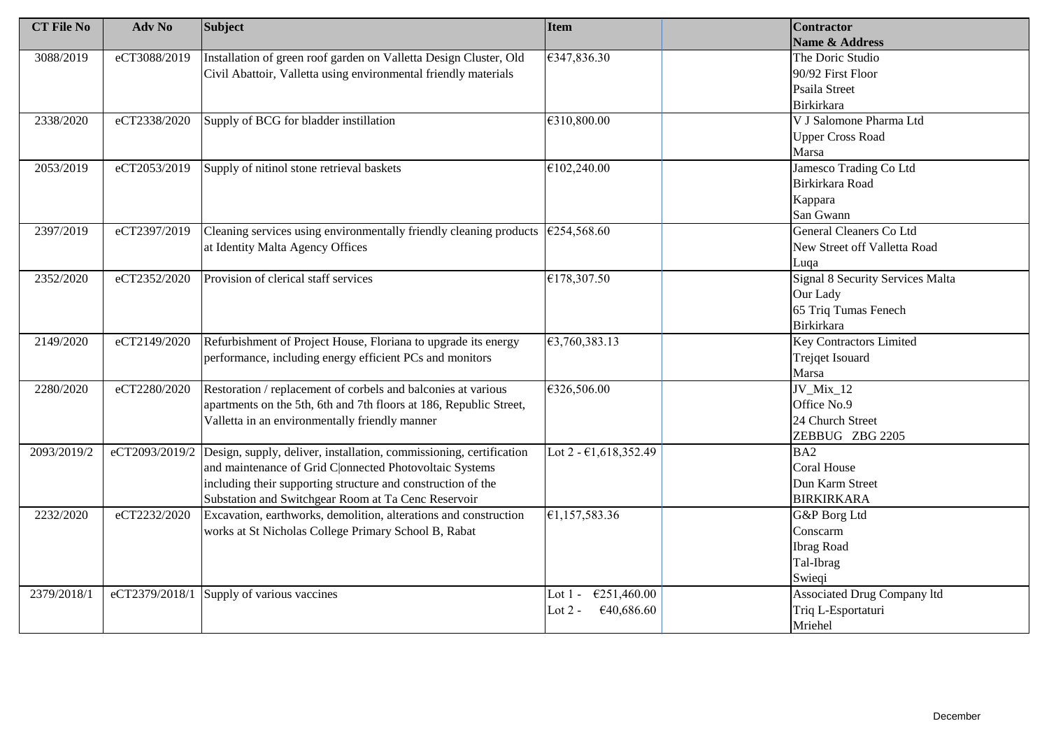| CT File No | Adv No | Subject | Item | | Contractor Name & Address |
|---|---|---|---|---|---|
| 3088/2019 | eCT3088/2019 | Installation of green roof garden on Valletta Design Cluster, Old Civil Abattoir, Valletta using environmental friendly materials | €347,836.30 | | The Doric Studio<br>90/92 First Floor<br>Psaila Street<br>Birkirkara |
| 2338/2020 | eCT2338/2020 | Supply of BCG for bladder instillation | €310,800.00 | | V J Salomone Pharma Ltd<br>Upper Cross Road<br>Marsa |
| 2053/2019 | eCT2053/2019 | Supply of nitinol stone retrieval baskets | €102,240.00 | | Jamesco Trading Co Ltd<br>Birkirkara Road<br>Kappara<br>San Gwann |
| 2397/2019 | eCT2397/2019 | Cleaning services using environmentally friendly cleaning products at Identity Malta Agency Offices | €254,568.60 | | General Cleaners Co Ltd<br>New Street off Valletta Road<br>Luqa |
| 2352/2020 | eCT2352/2020 | Provision of clerical staff services | €178,307.50 | | Signal 8 Security Services Malta<br>Our Lady<br>65 Triq Tumas Fenech<br>Birkirkara |
| 2149/2020 | eCT2149/2020 | Refurbishment of Project House, Floriana to upgrade its energy performance, including energy efficient PCs and monitors | €3,760,383.13 | | Key Contractors Limited<br>Trejqet Isouard<br>Marsa |
| 2280/2020 | eCT2280/2020 | Restoration / replacement of corbels and balconies at various apartments on the 5th, 6th and 7th floors at 186, Republic Street, Valletta in an environmentally friendly manner | €326,506.00 | | JV_Mix_12<br>Office No.9<br>24 Church Street<br>ZEBBUG ZBG 2205 |
| 2093/2019/2 | eCT2093/2019/2 | Design, supply, deliver, installation, commissioning, certification and maintenance of Grid C\|onnected Photovoltaic Systems including their supporting structure and construction of the Substation and Switchgear Room at Ta Cenc Reservoir | Lot 2 - €1,618,352.49 | | BA2<br>Coral House<br>Dun Karm Street<br>BIRKIRKARA |
| 2232/2020 | eCT2232/2020 | Excavation, earthworks, demolition, alterations and construction works at St Nicholas College Primary School B, Rabat | €1,157,583.36 | | G&P Borg Ltd<br>Conscarm<br>Ibrag Road<br>Tal-Ibrag<br>Swieqi |
| 2379/2018/1 | eCT2379/2018/1 | Supply of various vaccines | Lot 1 - €251,460.00<br>Lot 2 - €40,686.60 | | Associated Drug Company ltd<br>Triq L-Esportaturi<br>Mriehel |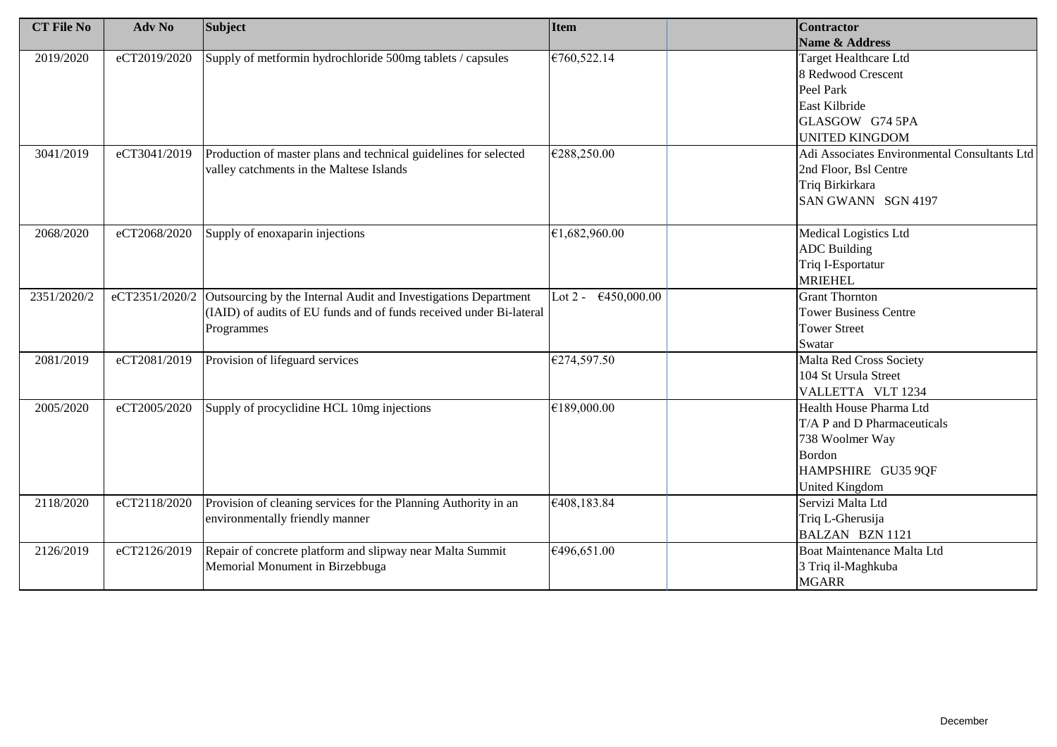| CT File No | Adv No | Subject | Item | | Contractor Name & Address |
|---|---|---|---|---|---|
| 2019/2020 | eCT2019/2020 | Supply of metformin hydrochloride 500mg tablets / capsules | €760,522.14 | | Target Healthcare Ltd<br>8 Redwood Crescent<br>Peel Park<br>East Kilbride<br>GLASGOW G74 5PA<br>UNITED KINGDOM |
| 3041/2019 | eCT3041/2019 | Production of master plans and technical guidelines for selected valley catchments in the Maltese Islands | €288,250.00 | | Adi Associates Environmental Consultants Ltd<br>2nd Floor, Bsl Centre<br>Triq Birkirkara<br>SAN GWANN SGN 4197 |
| 2068/2020 | eCT2068/2020 | Supply of enoxaparin injections | €1,682,960.00 | | Medical Logistics Ltd<br>ADC Building<br>Triq I-Esportatur<br>MRIEHEL |
| 2351/2020/2 | eCT2351/2020/2 | Outsourcing by the Internal Audit and Investigations Department (IAID) of audits of EU funds and of funds received under Bi-lateral Programmes | Lot 2 - €450,000.00 | | Grant Thornton<br>Tower Business Centre<br>Tower Street<br>Swatar |
| 2081/2019 | eCT2081/2019 | Provision of lifeguard services | €274,597.50 | | Malta Red Cross Society<br>104 St Ursula Street<br>VALLETTA VLT 1234 |
| 2005/2020 | eCT2005/2020 | Supply of procyclidine HCL 10mg injections | €189,000.00 | | Health House Pharma Ltd<br>T/A P and D Pharmaceuticals<br>738 Woolmer Way<br>Bordon<br>HAMPSHIRE GU35 9QF<br>United Kingdom |
| 2118/2020 | eCT2118/2020 | Provision of cleaning services for the Planning Authority in an environmentally friendly manner | €408,183.84 | | Servizi Malta Ltd<br>Triq L-Gherusija<br>BALZAN BZN 1121 |
| 2126/2019 | eCT2126/2019 | Repair of concrete platform and slipway near Malta Summit Memorial Monument in Birzebbuga | €496,651.00 | | Boat Maintenance Malta Ltd<br>3 Triq il-Maghkuba<br>MGARR |

December